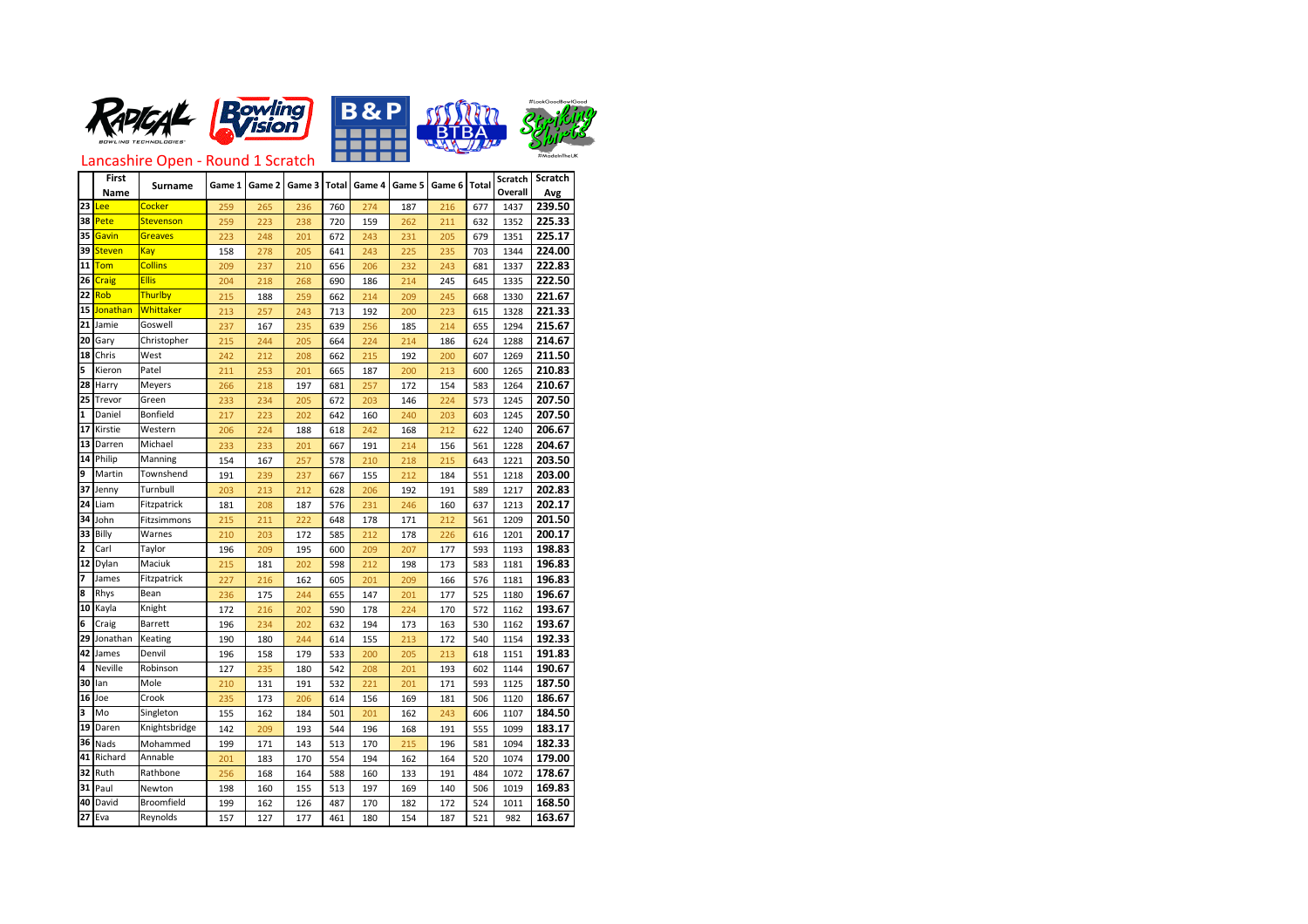## Lancashire Open - Round 1 Scratch

| | First Name | Surname | Game 1 | Game 2 | Game 3 | Total | Game 4 | Game 5 | Game 6 | Total | Scratch Overall | Scratch Avg |
|---|---|---|---|---|---|---|---|---|---|---|---|---|
| 23 | Lee | Cocker | 259 | 265 | 236 | 760 | 274 | 187 | 216 | 677 | 1437 | 239.50 |
| 38 | Pete | Stevenson | 259 | 223 | 238 | 720 | 159 | 262 | 211 | 632 | 1352 | 225.33 |
| 35 | Gavin | Greaves | 223 | 248 | 201 | 672 | 243 | 231 | 205 | 679 | 1351 | 225.17 |
| 39 | Steven | Kay | 158 | 278 | 205 | 641 | 243 | 225 | 235 | 703 | 1344 | 224.00 |
| 11 | Tom | Collins | 209 | 237 | 210 | 656 | 206 | 232 | 243 | 681 | 1337 | 222.83 |
| 26 | Craig | Ellis | 204 | 218 | 268 | 690 | 186 | 214 | 245 | 645 | 1335 | 222.50 |
| 22 | Rob | Thurlby | 215 | 188 | 259 | 662 | 214 | 209 | 245 | 668 | 1330 | 221.67 |
| 15 | Jonathan | Whittaker | 213 | 257 | 243 | 713 | 192 | 200 | 223 | 615 | 1328 | 221.33 |
| 21 | Jamie | Goswell | 237 | 167 | 235 | 639 | 256 | 185 | 214 | 655 | 1294 | 215.67 |
| 20 | Gary | Christopher | 215 | 244 | 205 | 664 | 224 | 214 | 186 | 624 | 1288 | 214.67 |
| 18 | Chris | West | 242 | 212 | 208 | 662 | 215 | 192 | 200 | 607 | 1269 | 211.50 |
| 5 | Kieron | Patel | 211 | 253 | 201 | 665 | 187 | 200 | 213 | 600 | 1265 | 210.83 |
| 28 | Harry | Meyers | 266 | 218 | 197 | 681 | 257 | 172 | 154 | 583 | 1264 | 210.67 |
| 25 | Trevor | Green | 233 | 234 | 205 | 672 | 203 | 146 | 224 | 573 | 1245 | 207.50 |
| 1 | Daniel | Bonfield | 217 | 223 | 202 | 642 | 160 | 240 | 203 | 603 | 1245 | 207.50 |
| 17 | Kirstie | Western | 206 | 224 | 188 | 618 | 242 | 168 | 212 | 622 | 1240 | 206.67 |
| 13 | Darren | Michael | 233 | 233 | 201 | 667 | 191 | 214 | 156 | 561 | 1228 | 204.67 |
| 14 | Philip | Manning | 154 | 167 | 257 | 578 | 210 | 218 | 215 | 643 | 1221 | 203.50 |
| 9 | Martin | Townshend | 191 | 239 | 237 | 667 | 155 | 212 | 184 | 551 | 1218 | 203.00 |
| 37 | Jenny | Turnbull | 203 | 213 | 212 | 628 | 206 | 192 | 191 | 589 | 1217 | 202.83 |
| 24 | Liam | Fitzpatrick | 181 | 208 | 187 | 576 | 231 | 246 | 160 | 637 | 1213 | 202.17 |
| 34 | John | Fitzsimmons | 215 | 211 | 222 | 648 | 178 | 171 | 212 | 561 | 1209 | 201.50 |
| 33 | Billy | Warnes | 210 | 203 | 172 | 585 | 212 | 178 | 226 | 616 | 1201 | 200.17 |
| 2 | Carl | Taylor | 196 | 209 | 195 | 600 | 209 | 207 | 177 | 593 | 1193 | 198.83 |
| 12 | Dylan | Maciuk | 215 | 181 | 202 | 598 | 212 | 198 | 173 | 583 | 1181 | 196.83 |
| 7 | James | Fitzpatrick | 227 | 216 | 162 | 605 | 201 | 209 | 166 | 576 | 1181 | 196.83 |
| 8 | Rhys | Bean | 236 | 175 | 244 | 655 | 147 | 201 | 177 | 525 | 1180 | 196.67 |
| 10 | Kayla | Knight | 172 | 216 | 202 | 590 | 178 | 224 | 170 | 572 | 1162 | 193.67 |
| 6 | Craig | Barrett | 196 | 234 | 202 | 632 | 194 | 173 | 163 | 530 | 1162 | 193.67 |
| 29 | Jonathan | Keating | 190 | 180 | 244 | 614 | 155 | 213 | 172 | 540 | 1154 | 192.33 |
| 42 | James | Denvil | 196 | 158 | 179 | 533 | 200 | 205 | 213 | 618 | 1151 | 191.83 |
| 4 | Neville | Robinson | 127 | 235 | 180 | 542 | 208 | 201 | 193 | 602 | 1144 | 190.67 |
| 30 | Ian | Mole | 210 | 131 | 191 | 532 | 221 | 201 | 171 | 593 | 1125 | 187.50 |
| 16 | Joe | Crook | 235 | 173 | 206 | 614 | 156 | 169 | 181 | 506 | 1120 | 186.67 |
| 3 | Mo | Singleton | 155 | 162 | 184 | 501 | 201 | 162 | 243 | 606 | 1107 | 184.50 |
| 19 | Daren | Knightsbridge | 142 | 209 | 193 | 544 | 196 | 168 | 191 | 555 | 1099 | 183.17 |
| 36 | Nads | Mohammed | 199 | 171 | 143 | 513 | 170 | 215 | 196 | 581 | 1094 | 182.33 |
| 41 | Richard | Annable | 201 | 183 | 170 | 554 | 194 | 162 | 164 | 520 | 1074 | 179.00 |
| 32 | Ruth | Rathbone | 256 | 168 | 164 | 588 | 160 | 133 | 191 | 484 | 1072 | 178.67 |
| 31 | Paul | Newton | 198 | 160 | 155 | 513 | 197 | 169 | 140 | 506 | 1019 | 169.83 |
| 40 | David | Broomfield | 199 | 162 | 126 | 487 | 170 | 182 | 172 | 524 | 1011 | 168.50 |
| 27 | Eva | Reynolds | 157 | 127 | 177 | 461 | 180 | 154 | 187 | 521 | 982 | 163.67 |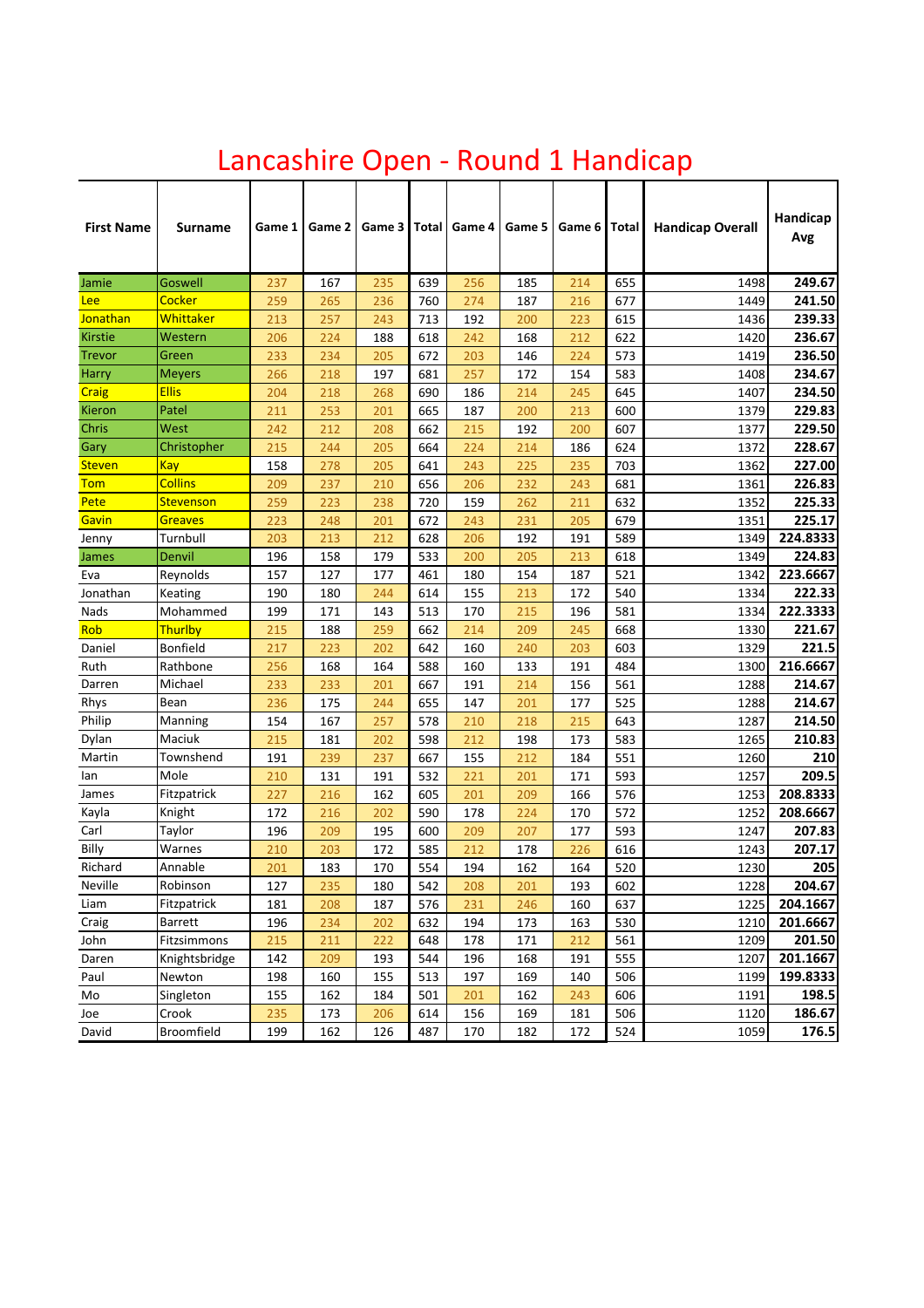# Lancashire Open - Round 1 Handicap

| First Name | Surname | Game 1 | Game 2 | Game 3 | Total | Game 4 | Game 5 | Game 6 | Total | Handicap Overall | Handicap Avg |
|---|---|---|---|---|---|---|---|---|---|---|---|
| Jamie | Goswell | 237 | 167 | 235 | 639 | 256 | 185 | 214 | 655 | 1498 | **249.67** |
| Lee | Cocker | 259 | 265 | 236 | 760 | 274 | 187 | 216 | 677 | 1449 | **241.50** |
| Jonathan | Whittaker | 213 | 257 | 243 | 713 | 192 | 200 | 223 | 615 | 1436 | **239.33** |
| Kirstie | Western | 206 | 224 | 188 | 618 | 242 | 168 | 212 | 622 | 1420 | **236.67** |
| Trevor | Green | 233 | 234 | 205 | 672 | 203 | 146 | 224 | 573 | 1419 | **236.50** |
| Harry | Meyers | 266 | 218 | 197 | 681 | 257 | 172 | 154 | 583 | 1408 | **234.67** |
| Craig | Ellis | 204 | 218 | 268 | 690 | 186 | 214 | 245 | 645 | 1407 | **234.50** |
| Kieron | Patel | 211 | 253 | 201 | 665 | 187 | 200 | 213 | 600 | 1379 | **229.83** |
| Chris | West | 242 | 212 | 208 | 662 | 215 | 192 | 200 | 607 | 1377 | **229.50** |
| Gary | Christopher | 215 | 244 | 205 | 664 | 224 | 214 | 186 | 624 | 1372 | **228.67** |
| Steven | Kay | 158 | 278 | 205 | 641 | 243 | 225 | 235 | 703 | 1362 | **227.00** |
| Tom | Collins | 209 | 237 | 210 | 656 | 206 | 232 | 243 | 681 | 1361 | **226.83** |
| Pete | Stevenson | 259 | 223 | 238 | 720 | 159 | 262 | 211 | 632 | 1352 | **225.33** |
| Gavin | Greaves | 223 | 248 | 201 | 672 | 243 | 231 | 205 | 679 | 1351 | **225.17** |
| Jenny | Turnbull | 203 | 213 | 212 | 628 | 206 | 192 | 191 | 589 | 1349 | **224.8333** |
| James | Denvil | 196 | 158 | 179 | 533 | 200 | 205 | 213 | 618 | 1349 | **224.83** |
| Eva | Reynolds | 157 | 127 | 177 | 461 | 180 | 154 | 187 | 521 | 1342 | **223.6667** |
| Jonathan | Keating | 190 | 180 | 244 | 614 | 155 | 213 | 172 | 540 | 1334 | **222.33** |
| Nads | Mohammed | 199 | 171 | 143 | 513 | 170 | 215 | 196 | 581 | 1334 | **222.3333** |
| Rob | Thurlby | 215 | 188 | 259 | 662 | 214 | 209 | 245 | 668 | 1330 | **221.67** |
| Daniel | Bonfield | 217 | 223 | 202 | 642 | 160 | 240 | 203 | 603 | 1329 | **221.5** |
| Ruth | Rathbone | 256 | 168 | 164 | 588 | 160 | 133 | 191 | 484 | 1300 | **216.6667** |
| Darren | Michael | 233 | 233 | 201 | 667 | 191 | 214 | 156 | 561 | 1288 | **214.67** |
| Rhys | Bean | 236 | 175 | 244 | 655 | 147 | 201 | 177 | 525 | 1288 | **214.67** |
| Philip | Manning | 154 | 167 | 257 | 578 | 210 | 218 | 215 | 643 | 1287 | **214.50** |
| Dylan | Maciuk | 215 | 181 | 202 | 598 | 212 | 198 | 173 | 583 | 1265 | **210.83** |
| Martin | Townshend | 191 | 239 | 237 | 667 | 155 | 212 | 184 | 551 | 1260 | **210** |
| Ian | Mole | 210 | 131 | 191 | 532 | 221 | 201 | 171 | 593 | 1257 | **209.5** |
| James | Fitzpatrick | 227 | 216 | 162 | 605 | 201 | 209 | 166 | 576 | 1253 | **208.8333** |
| Kayla | Knight | 172 | 216 | 202 | 590 | 178 | 224 | 170 | 572 | 1252 | **208.6667** |
| Carl | Taylor | 196 | 209 | 195 | 600 | 209 | 207 | 177 | 593 | 1247 | **207.83** |
| Billy | Warnes | 210 | 203 | 172 | 585 | 212 | 178 | 226 | 616 | 1243 | **207.17** |
| Richard | Annable | 201 | 183 | 170 | 554 | 194 | 162 | 164 | 520 | 1230 | **205** |
| Neville | Robinson | 127 | 235 | 180 | 542 | 208 | 201 | 193 | 602 | 1228 | **204.67** |
| Liam | Fitzpatrick | 181 | 208 | 187 | 576 | 231 | 246 | 160 | 637 | 1225 | **204.1667** |
| Craig | Barrett | 196 | 234 | 202 | 632 | 194 | 173 | 163 | 530 | 1210 | **201.6667** |
| John | Fitzsimmons | 215 | 211 | 222 | 648 | 178 | 171 | 212 | 561 | 1209 | **201.50** |
| Daren | Knightsbridge | 142 | 209 | 193 | 544 | 196 | 168 | 191 | 555 | 1207 | **201.1667** |
| Paul | Newton | 198 | 160 | 155 | 513 | 197 | 169 | 140 | 506 | 1199 | **199.8333** |
| Mo | Singleton | 155 | 162 | 184 | 501 | 201 | 162 | 243 | 606 | 1191 | **198.5** |
| Joe | Crook | 235 | 173 | 206 | 614 | 156 | 169 | 181 | 506 | 1120 | **186.67** |
| David | Broomfield | 199 | 162 | 126 | 487 | 170 | 182 | 172 | 524 | 1059 | **176.5** |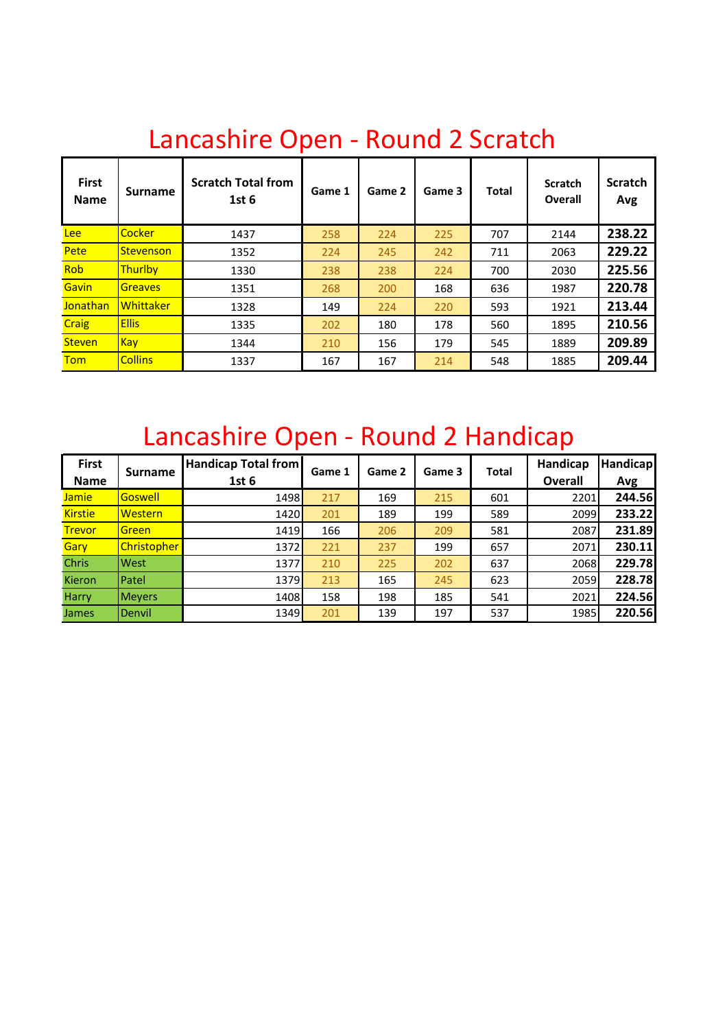# Lancashire Open - Round 2 Scratch

| First Name | Surname | Scratch Total from 1st 6 | Game 1 | Game 2 | Game 3 | Total | Scratch Overall | Scratch Avg |
|---|---|---|---|---|---|---|---|---|
| Lee | Cocker | 1437 | 258 | 224 | 225 | 707 | 2144 | **238.22** |
| Pete | Stevenson | 1352 | 224 | 245 | 242 | 711 | 2063 | **229.22** |
| Rob | Thurlby | 1330 | 238 | 238 | 224 | 700 | 2030 | **225.56** |
| Gavin | Greaves | 1351 | 268 | 200 | 168 | 636 | 1987 | **220.78** |
| Jonathan | Whittaker | 1328 | 149 | 224 | 220 | 593 | 1921 | **213.44** |
| Craig | Ellis | 1335 | 202 | 180 | 178 | 560 | 1895 | **210.56** |
| Steven | Kay | 1344 | 210 | 156 | 179 | 545 | 1889 | **209.89** |
| Tom | Collins | 1337 | 167 | 167 | 214 | 548 | 1885 | **209.44** |

# Lancashire Open - Round 2 Handicap

| First Name | Surname | Handicap Total from 1st 6 | Game 1 | Game 2 | Game 3 | Total | Handicap Overall | Handicap Avg |
|---|---|---|---|---|---|---|---|---|
| Jamie | Goswell | 1498 | 217 | 169 | 215 | 601 | 2201 | **244.56** |
| Kirstie | Western | 1420 | 201 | 189 | 199 | 589 | 2099 | **233.22** |
| Trevor | Green | 1419 | 166 | 206 | 209 | 581 | 2087 | **231.89** |
| Gary | Christopher | 1372 | 221 | 237 | 199 | 657 | 2071 | **230.11** |
| Chris | West | 1377 | 210 | 225 | 202 | 637 | 2068 | **229.78** |
| Kieron | Patel | 1379 | 213 | 165 | 245 | 623 | 2059 | **228.78** |
| Harry | Meyers | 1408 | 158 | 198 | 185 | 541 | 2021 | **224.56** |
| James | Denvil | 1349 | 201 | 139 | 197 | 537 | 1985 | **220.56** |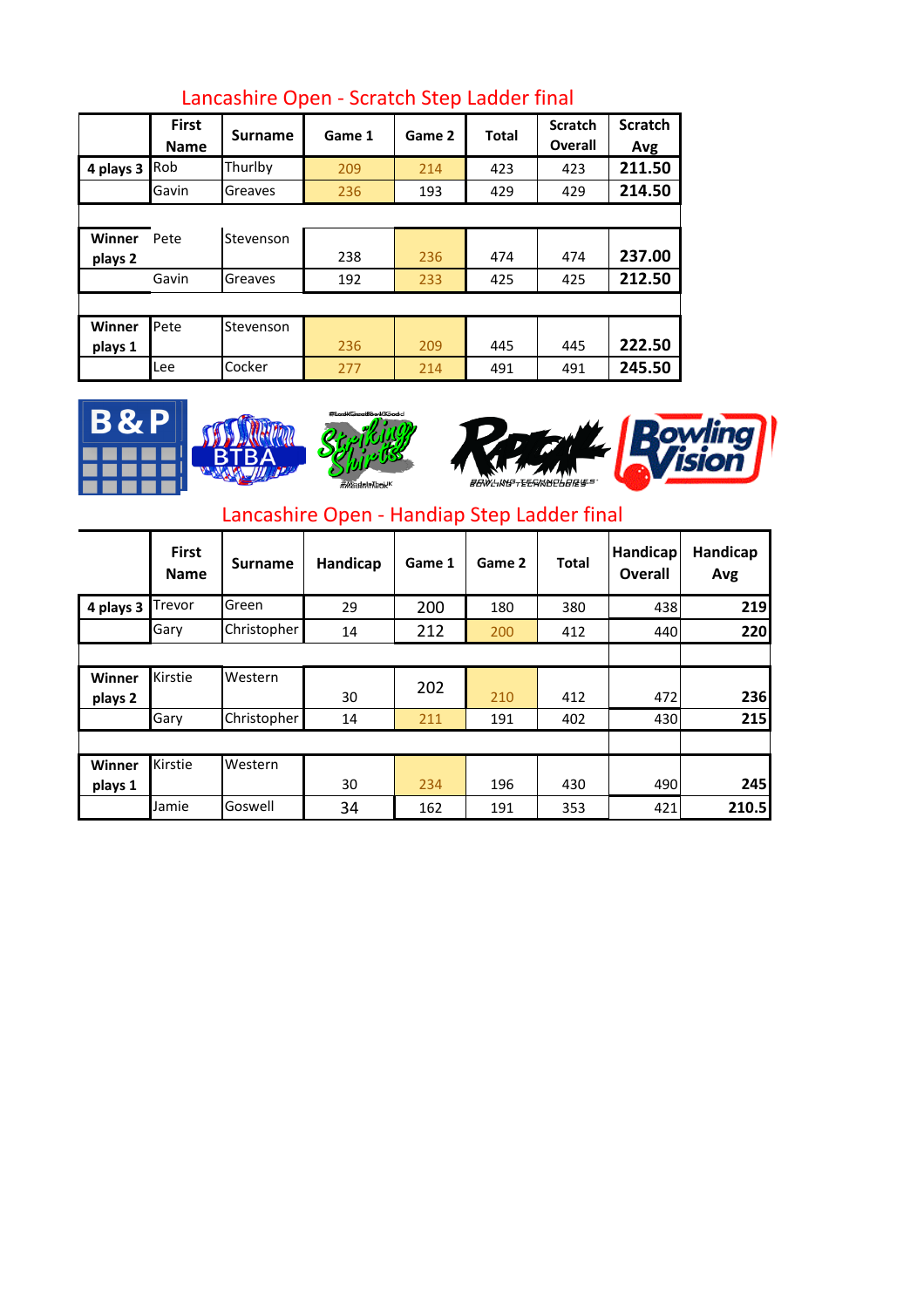## Lancashire Open - Scratch Step Ladder final

| | First Name | Surname | Game 1 | Game 2 | Total | Scratch Overall | Scratch Avg |
|---|---|---|---|---|---|---|---|
| 4 plays 3 | Rob | Thurlby | 209 | 214 | 423 | 423 | 211.50 |
| | Gavin | Greaves | 236 | 193 | 429 | 429 | 214.50 |
| | | | | | | | |
| Winner plays 2 | Pete | Stevenson | 238 | 236 | 474 | 474 | 237.00 |
| | Gavin | Greaves | 192 | 233 | 425 | 425 | 212.50 |
| | | | | | | | |
| Winner plays 1 | Pete | Stevenson | 236 | 209 | 445 | 445 | 222.50 |
| | Lee | Cocker | 277 | 214 | 491 | 491 | 245.50 |

## Lancashire Open - Handiap Step Ladder final

| | First Name | Surname | Handicap | Game 1 | Game 2 | Total | Handicap Overall | Handicap Avg |
|---|---|---|---|---|---|---|---|---|
| 4 plays 3 | Trevor | Green | 29 | 200 | 180 | 380 | 438 | 219 |
| | Gary | Christopher | 14 | 212 | 200 | 412 | 440 | 220 |
| | | | | | | | | |
| Winner plays 2 | Kirstie | Western | 30 | 202 | 210 | 412 | 472 | 236 |
| | Gary | Christopher | 14 | 211 | 191 | 402 | 430 | 215 |
| | | | | | | | | |
| Winner plays 1 | Kirstie | Western | 30 | 234 | 196 | 430 | 490 | 245 |
| | Jamie | Goswell | 34 | 162 | 191 | 353 | 421 | 210.5 |